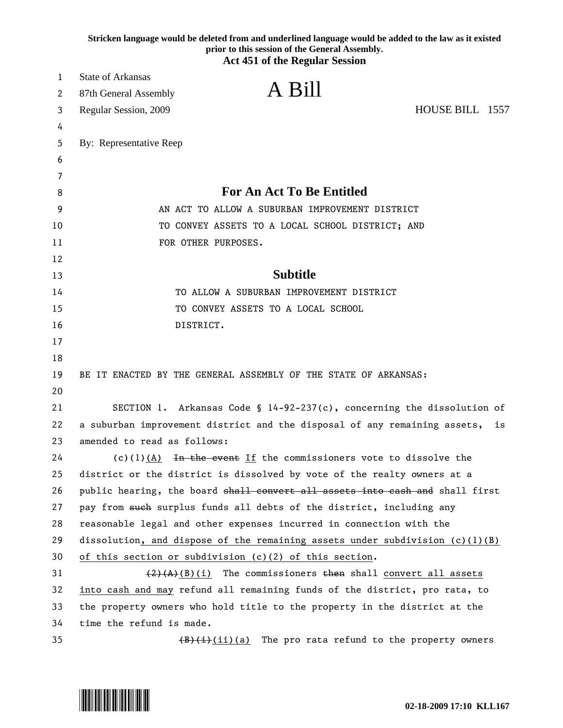**Stricken language would be deleted from and underlined language would be added to the law as it existed prior to this session of the General Assembly.**
**Act 451 of the Regular Session**

State of Arkansas
87th General Assembly
Regular Session, 2009

# A Bill

HOUSE BILL 1557

By: Representative Reep

## For An Act To Be Entitled

AN ACT TO ALLOW A SUBURBAN IMPROVEMENT DISTRICT TO CONVEY ASSETS TO A LOCAL SCHOOL DISTRICT; AND FOR OTHER PURPOSES.

## Subtitle

TO ALLOW A SUBURBAN IMPROVEMENT DISTRICT TO CONVEY ASSETS TO A LOCAL SCHOOL DISTRICT.

BE IT ENACTED BY THE GENERAL ASSEMBLY OF THE STATE OF ARKANSAS:

SECTION 1. Arkansas Code § 14-92-237(c), concerning the dissolution of a suburban improvement district and the disposal of any remaining assets, is amended to read as follows:

(c)(1)<u>(A)</u> ~~In the event~~ <u>If</u> the commissioners vote to dissolve the district or the district is dissolved by vote of the realty owners at a public hearing, the board ~~shall convert all assets into cash and~~ shall first pay from ~~such~~ surplus funds all debts of the district, including any reasonable legal and other expenses incurred in connection with the dissolution<u>, and dispose of the remaining assets under subdivision (c)(1)(B) of this section or subdivision (c)(2) of this section</u>.

~~(2)(A)~~<u>(B)(i)</u> The commissioners ~~then~~ shall <u>convert all assets into cash and may</u> refund all remaining funds of the district, pro rata, to the property owners who hold title to the property in the district at the time the refund is made.

~~(B)(i)~~<u>(ii)(a)</u> The pro rata refund to the property owners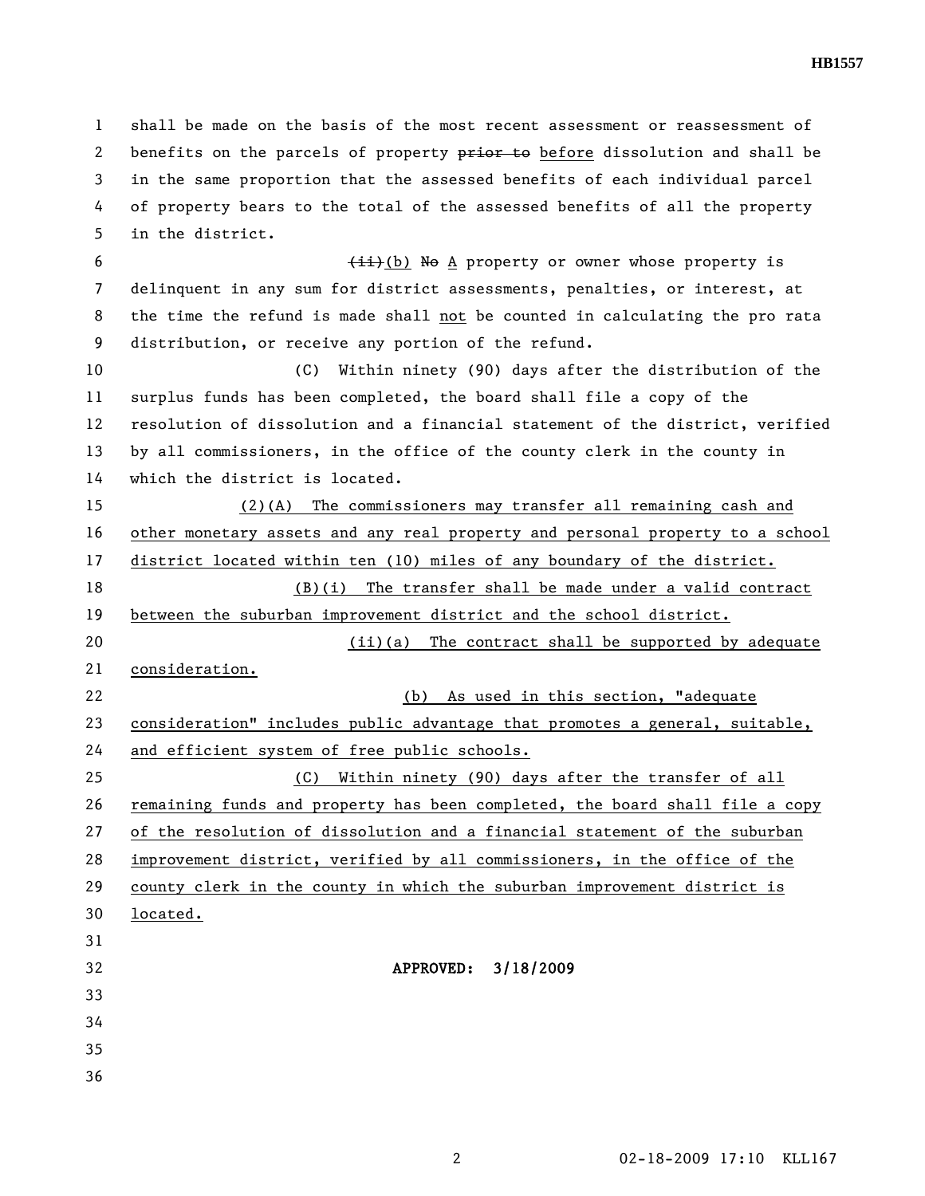shall be made on the basis of the most recent assessment or reassessment of benefits on the parcels of property ~~prior to~~ before dissolution and shall be in the same proportion that the assessed benefits of each individual parcel of property bears to the total of the assessed benefits of all the property in the district.

~~(ii)~~(b) ~~No~~ A property or owner whose property is delinquent in any sum for district assessments, penalties, or interest, at the time the refund is made shall not be counted in calculating the pro rata distribution, or receive any portion of the refund.

(C) Within ninety (90) days after the distribution of the surplus funds has been completed, the board shall file a copy of the resolution of dissolution and a financial statement of the district, verified by all commissioners, in the office of the county clerk in the county in which the district is located.

(2)(A) The commissioners may transfer all remaining cash and other monetary assets and any real property and personal property to a school district located within ten (10) miles of any boundary of the district.

(B)(i) The transfer shall be made under a valid contract between the suburban improvement district and the school district.

(ii)(a) The contract shall be supported by adequate consideration.

(b) As used in this section, "adequate consideration" includes public advantage that promotes a general, suitable, and efficient system of free public schools.

(C) Within ninety (90) days after the transfer of all remaining funds and property has been completed, the board shall file a copy of the resolution of dissolution and a financial statement of the suburban improvement district, verified by all commissioners, in the office of the county clerk in the county in which the suburban improvement district is located.

**APPROVED: 3/18/2009**